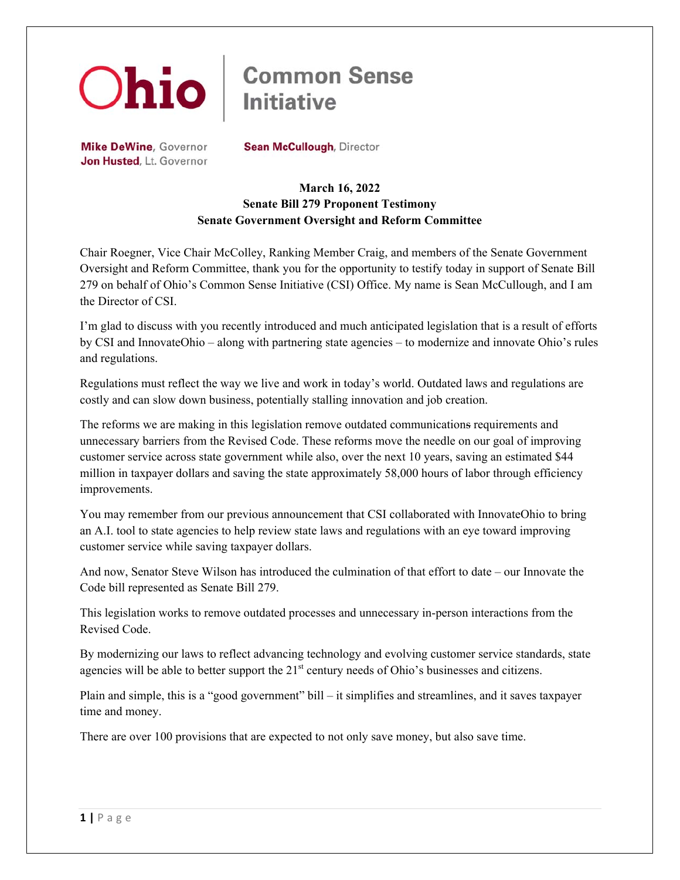# Ohio | Common Sense Initiative

**Mike DeWine**, Governor
**Jon Husted**, Lt. Governor

**Sean McCullough**, Director

**March 16, 2022**
**Senate Bill 279 Proponent Testimony**
**Senate Government Oversight and Reform Committee**

Chair Roegner, Vice Chair McColley, Ranking Member Craig, and members of the Senate Government Oversight and Reform Committee, thank you for the opportunity to testify today in support of Senate Bill 279 on behalf of Ohio's Common Sense Initiative (CSI) Office. My name is Sean McCullough, and I am the Director of CSI.

I'm glad to discuss with you recently introduced and much anticipated legislation that is a result of efforts by CSI and InnovateOhio – along with partnering state agencies – to modernize and innovate Ohio's rules and regulations.

Regulations must reflect the way we live and work in today's world. Outdated laws and regulations are costly and can slow down business, potentially stalling innovation and job creation.

The reforms we are making in this legislation remove outdated communications requirements and unnecessary barriers from the Revised Code. These reforms move the needle on our goal of improving customer service across state government while also, over the next 10 years, saving an estimated $44 million in taxpayer dollars and saving the state approximately 58,000 hours of labor through efficiency improvements.

You may remember from our previous announcement that CSI collaborated with InnovateOhio to bring an A.I. tool to state agencies to help review state laws and regulations with an eye toward improving customer service while saving taxpayer dollars.

And now, Senator Steve Wilson has introduced the culmination of that effort to date – our Innovate the Code bill represented as Senate Bill 279.

This legislation works to remove outdated processes and unnecessary in-person interactions from the Revised Code.

By modernizing our laws to reflect advancing technology and evolving customer service standards, state agencies will be able to better support the 21st century needs of Ohio's businesses and citizens.

Plain and simple, this is a "good government" bill – it simplifies and streamlines, and it saves taxpayer time and money.

There are over 100 provisions that are expected to not only save money, but also save time.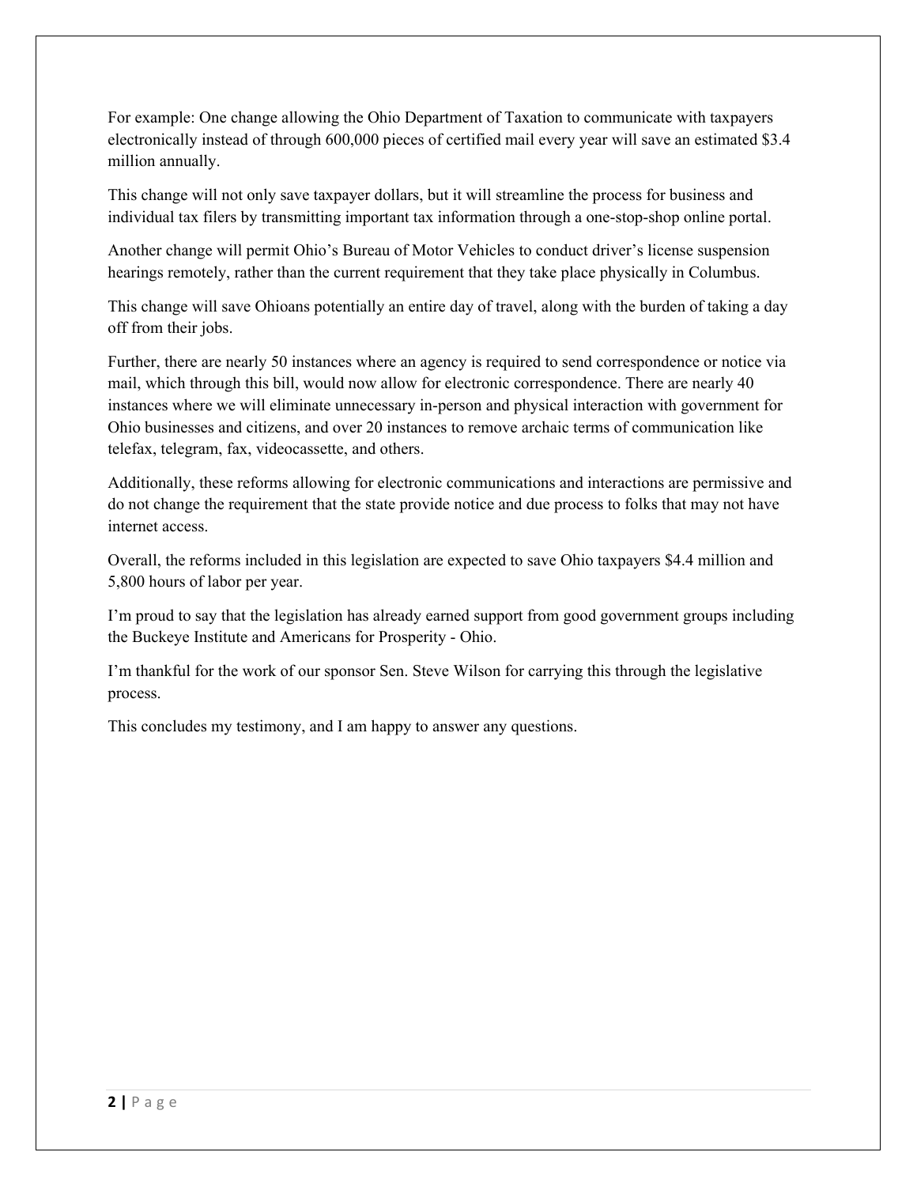For example: One change allowing the Ohio Department of Taxation to communicate with taxpayers electronically instead of through 600,000 pieces of certified mail every year will save an estimated $3.4 million annually.

This change will not only save taxpayer dollars, but it will streamline the process for business and individual tax filers by transmitting important tax information through a one-stop-shop online portal.

Another change will permit Ohio's Bureau of Motor Vehicles to conduct driver's license suspension hearings remotely, rather than the current requirement that they take place physically in Columbus.

This change will save Ohioans potentially an entire day of travel, along with the burden of taking a day off from their jobs.

Further, there are nearly 50 instances where an agency is required to send correspondence or notice via mail, which through this bill, would now allow for electronic correspondence. There are nearly 40 instances where we will eliminate unnecessary in-person and physical interaction with government for Ohio businesses and citizens, and over 20 instances to remove archaic terms of communication like telefax, telegram, fax, videocassette, and others.

Additionally, these reforms allowing for electronic communications and interactions are permissive and do not change the requirement that the state provide notice and due process to folks that may not have internet access.

Overall, the reforms included in this legislation are expected to save Ohio taxpayers $4.4 million and 5,800 hours of labor per year.

I'm proud to say that the legislation has already earned support from good government groups including the Buckeye Institute and Americans for Prosperity - Ohio.

I'm thankful for the work of our sponsor Sen. Steve Wilson for carrying this through the legislative process.

This concludes my testimony, and I am happy to answer any questions.